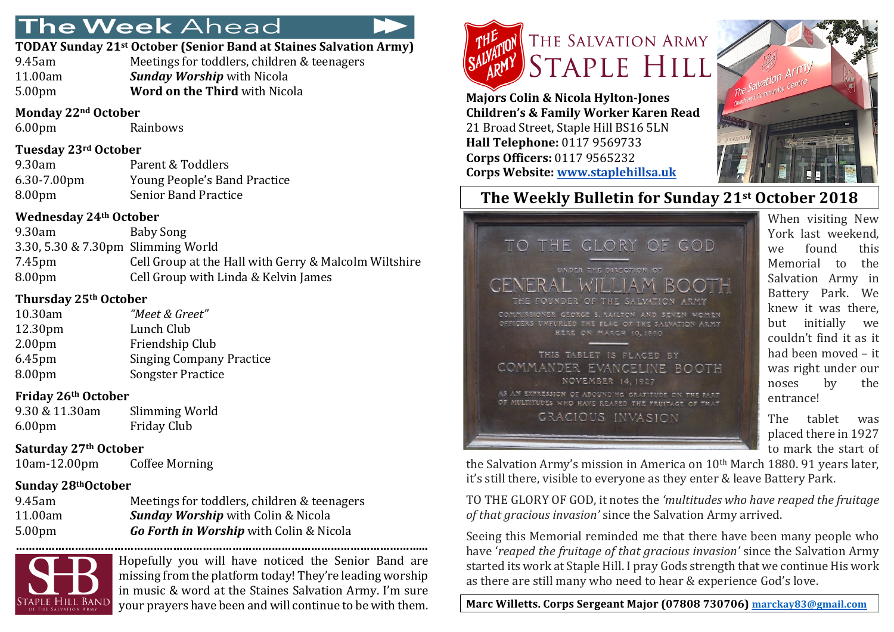# The Week Ahead

**TODAY Sunday 21st October (Senior Band at Staines Salvation Army)**

| | |
|---|---|
| 9.45am | Meetings for toddlers, children & teenagers |
| 11.00am | ***Sunday Worship*** with Nicola |
| 5.00pm | **Word on the Third** with Nicola |

**Monday 22nd October**

| | |
|---|---|
| 6.00pm | Rainbows |

**Tuesday 23rd October**

| | |
|---|---|
| 9.30am | Parent & Toddlers |
| 6.30-7.00pm | Young People's Band Practice |
| 8.00pm | Senior Band Practice |

**Wednesday 24th October**

| | |
|---|---|
| 9.30am | Baby Song |
| 3.30, 5.30 & 7.30pm | Slimming World |
| 7.45pm | Cell Group at the Hall with Gerry & Malcolm Wiltshire |
| 8.00pm | Cell Group with Linda & Kelvin James |

**Thursday 25th October**

| | |
|---|---|
| 10.30am | *"Meet & Greet"* |
| 12.30pm | Lunch Club |
| 2.00pm | Friendship Club |
| 6.45pm | Singing Company Practice |
| 8.00pm | Songster Practice |

**Friday 26th October**

| | |
|---|---|
| 9.30 & 11.30am | Slimming World |
| 6.00pm | Friday Club |

**Saturday 27th October**

| | |
|---|---|
| 10am-12.00pm | Coffee Morning |

**Sunday 28thOctober**

| | |
|---|---|
| 9.45am | Meetings for toddlers, children & teenagers |
| 11.00am | ***Sunday Worship*** with Colin & Nicola |
| 5.00pm | ***Go Forth in Worship*** with Colin & Nicola |

Hopefully you will have noticed the Senior Band are missing from the platform today! They're leading worship in music & word at the Staines Salvation Army. I'm sure your prayers have been and will continue to be with them.

# The Salvation Army Staple Hill

**Majors Colin & Nicola Hylton-Jones**
**Children's & Family Worker Karen Read**
21 Broad Street, Staple Hill BS16 5LN
**Hall Telephone:** 0117 9569733
**Corps Officers:** 0117 9565232
**Corps Website:** [www.staplehillsa.uk](http://www.staplehillsa.uk)

## The Weekly Bulletin for Sunday 21st October 2018

When visiting New York last weekend, we found this Memorial to the Salvation Army in Battery Park. We knew it was there, but initially we couldn't find it as it had been moved – it was right under our noses by the entrance!

The tablet was placed there in 1927 to mark the start of the Salvation Army's mission in America on 10th March 1880. 91 years later, it's still there, visible to everyone as they enter & leave Battery Park.

TO THE GLORY OF GOD, it notes the *'multitudes who have reaped the fruitage of that gracious invasion'* since the Salvation Army arrived.

Seeing this Memorial reminded me that there have been many people who have '*reaped the fruitage of that gracious invasion'* since the Salvation Army started its work at Staple Hill. I pray Gods strength that we continue His work as there are still many who need to hear & experience God's love.

**Marc Willetts. Corps Sergeant Major (07808 730706)** [marckay83@gmail.com](mailto:marckay83@gmail.com)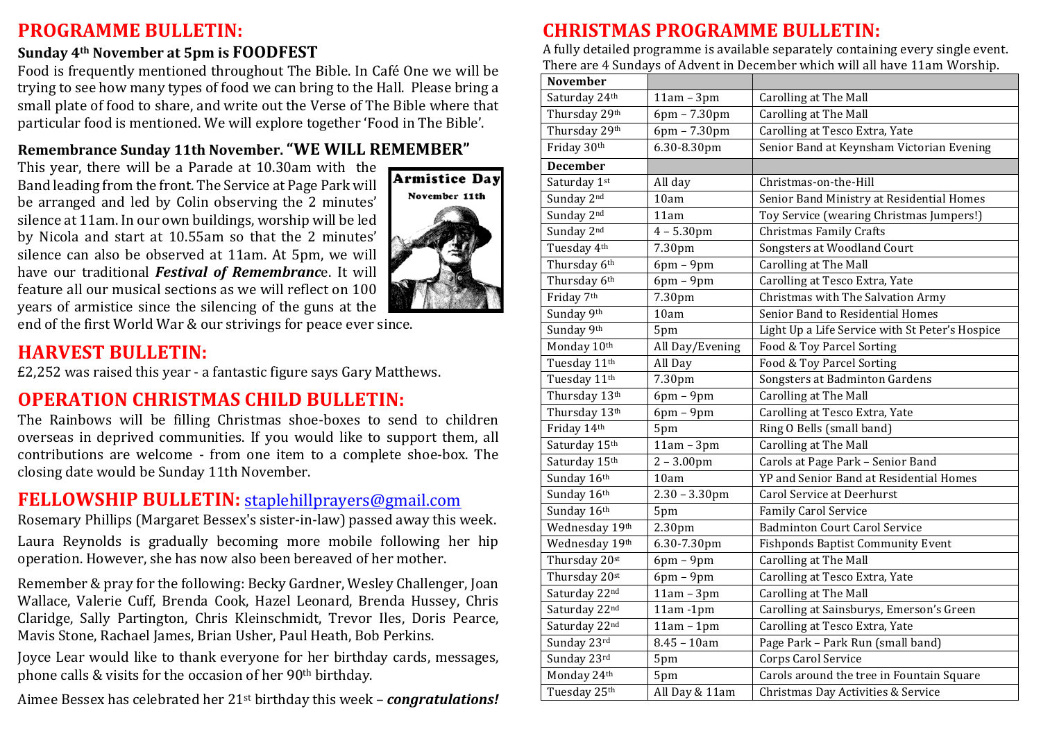## PROGRAMME BULLETIN:

**Sunday 4th November at 5pm is FOODFEST**

Food is frequently mentioned throughout The Bible. In Café One we will be trying to see how many types of food we can bring to the Hall. Please bring a small plate of food to share, and write out the Verse of The Bible where that particular food is mentioned. We will explore together 'Food in The Bible'.

**Remembrance Sunday 11th November. "WE WILL REMEMBER"**

This year, there will be a Parade at 10.30am with the Band leading from the front. The Service at Page Park will be arranged and led by Colin observing the 2 minutes' silence at 11am. In our own buildings, worship will be led by Nicola and start at 10.55am so that the 2 minutes' silence can also be observed at 11am. At 5pm, we will have our traditional ***Festival of Remembranc***e. It will feature all our musical sections as we will reflect on 100 years of armistice since the silencing of the guns at the end of the first World War & our strivings for peace ever since.

Armistice Day
November 11th

## HARVEST BULLETIN:

£2,252 was raised this year - a fantastic figure says Gary Matthews.

## OPERATION CHRISTMAS CHILD BULLETIN:

The Rainbows will be filling Christmas shoe-boxes to send to children overseas in deprived communities. If you would like to support them, all contributions are welcome - from one item to a complete shoe-box. The closing date would be Sunday 11th November.

## FELLOWSHIP BULLETIN: staplehillprayers@gmail.com

Rosemary Phillips (Margaret Bessex's sister-in-law) passed away this week.

Laura Reynolds is gradually becoming more mobile following her hip operation. However, she has now also been bereaved of her mother.

Remember & pray for the following: Becky Gardner, Wesley Challenger, Joan Wallace, Valerie Cuff, Brenda Cook, Hazel Leonard, Brenda Hussey, Chris Claridge, Sally Partington, Chris Kleinschmidt, Trevor Iles, Doris Pearce, Mavis Stone, Rachael James, Brian Usher, Paul Heath, Bob Perkins.

Joyce Lear would like to thank everyone for her birthday cards, messages, phone calls & visits for the occasion of her 90th birthday.

Aimee Bessex has celebrated her 21st birthday this week – ***congratulations!***

## CHRISTMAS PROGRAMME BULLETIN:

A fully detailed programme is available separately containing every single event. There are 4 Sundays of Advent in December which will all have 11am Worship.

| | | |
|---|---|---|
| **November** | | |
| Saturday 24th | 11am – 3pm | Carolling at The Mall |
| Thursday 29th | 6pm – 7.30pm | Carolling at The Mall |
| Thursday 29th | 6pm – 7.30pm | Carolling at Tesco Extra, Yate |
| Friday 30th | 6.30-8.30pm | Senior Band at Keynsham Victorian Evening |
| **December** | | |
| Saturday 1st | All day | Christmas-on-the-Hill |
| Sunday 2nd | 10am | Senior Band Ministry at Residential Homes |
| Sunday 2nd | 11am | Toy Service (wearing Christmas Jumpers!) |
| Sunday 2nd | 4 – 5.30pm | Christmas Family Crafts |
| Tuesday 4th | 7.30pm | Songsters at Woodland Court |
| Thursday 6th | 6pm – 9pm | Carolling at The Mall |
| Thursday 6th | 6pm – 9pm | Carolling at Tesco Extra, Yate |
| Friday 7th | 7.30pm | Christmas with The Salvation Army |
| Sunday 9th | 10am | Senior Band to Residential Homes |
| Sunday 9th | 5pm | Light Up a Life Service with St Peter's Hospice |
| Monday 10th | All Day/Evening | Food & Toy Parcel Sorting |
| Tuesday 11th | All Day | Food & Toy Parcel Sorting |
| Tuesday 11th | 7.30pm | Songsters at Badminton Gardens |
| Thursday 13th | 6pm – 9pm | Carolling at The Mall |
| Thursday 13th | 6pm – 9pm | Carolling at Tesco Extra, Yate |
| Friday 14th | 5pm | Ring O Bells (small band) |
| Saturday 15th | 11am – 3pm | Carolling at The Mall |
| Saturday 15th | 2 – 3.00pm | Carols at Page Park – Senior Band |
| Sunday 16th | 10am | YP and Senior Band at Residential Homes |
| Sunday 16th | 2.30 – 3.30pm | Carol Service at Deerhurst |
| Sunday 16th | 5pm | Family Carol Service |
| Wednesday 19th | 2.30pm | Badminton Court Carol Service |
| Wednesday 19th | 6.30-7.30pm | Fishponds Baptist Community Event |
| Thursday 20st | 6pm – 9pm | Carolling at The Mall |
| Thursday 20st | 6pm – 9pm | Carolling at Tesco Extra, Yate |
| Saturday 22nd | 11am – 3pm | Carolling at The Mall |
| Saturday 22nd | 11am -1pm | Carolling at Sainsburys, Emerson's Green |
| Saturday 22nd | 11am – 1pm | Carolling at Tesco Extra, Yate |
| Sunday 23rd | 8.45 – 10am | Page Park – Park Run (small band) |
| Sunday 23rd | 5pm | Corps Carol Service |
| Monday 24th | 5pm | Carols around the tree in Fountain Square |
| Tuesday 25th | All Day & 11am | Christmas Day Activities & Service |